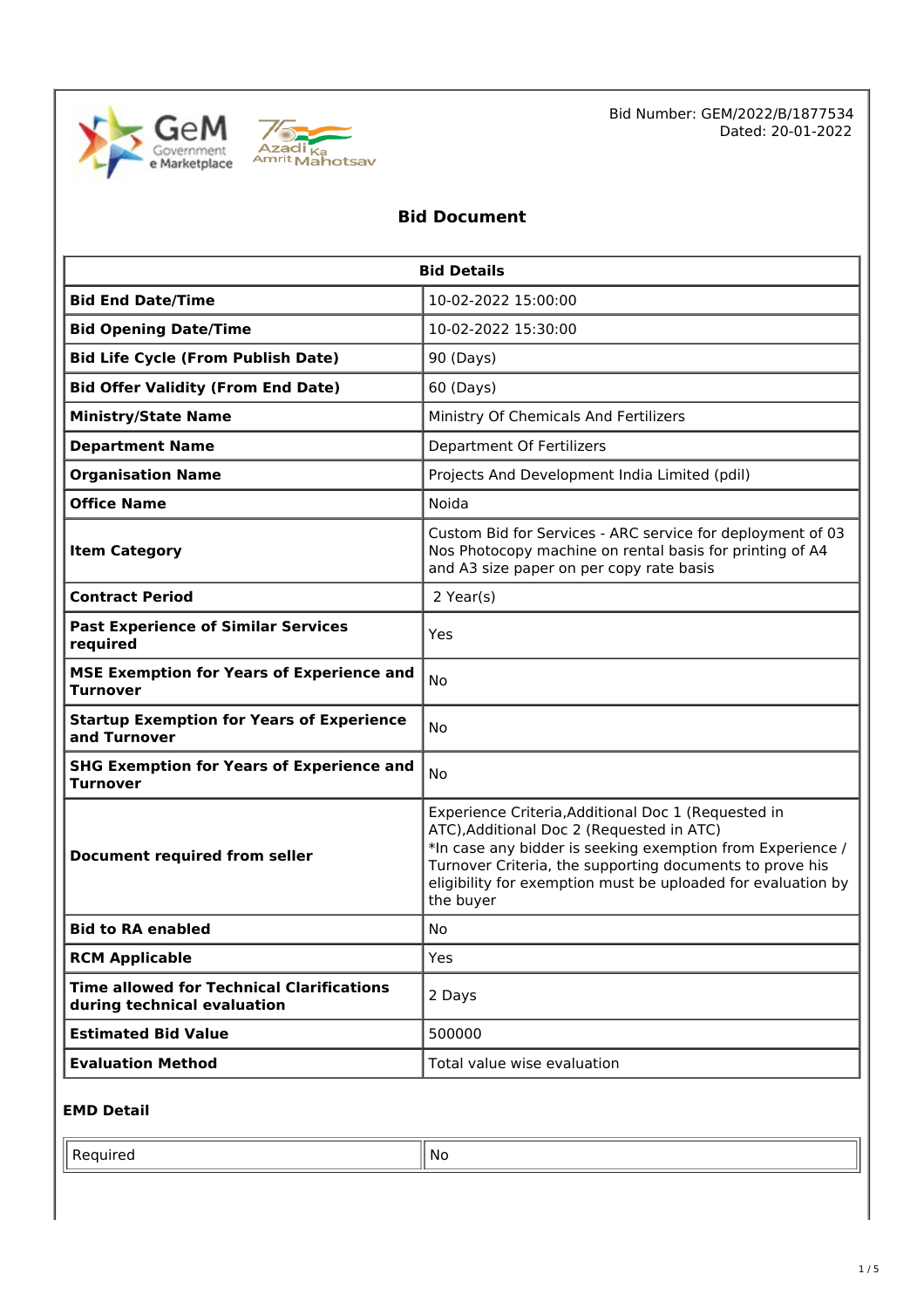Bid Number: GEM/2022/B/1877534
Dated: 20-01-2022

# Bid Document

| Bid Details | |
|---|---|
| **Bid End Date/Time** | 10-02-2022 15:00:00 |
| **Bid Opening Date/Time** | 10-02-2022 15:30:00 |
| **Bid Life Cycle (From Publish Date)** | 90 (Days) |
| **Bid Offer Validity (From End Date)** | 60 (Days) |
| **Ministry/State Name** | Ministry Of Chemicals And Fertilizers |
| **Department Name** | Department Of Fertilizers |
| **Organisation Name** | Projects And Development India Limited (pdil) |
| **Office Name** | Noida |
| **Item Category** | Custom Bid for Services - ARC service for deployment of 03 Nos Photocopy machine on rental basis for printing of A4 and A3 size paper on per copy rate basis |
| **Contract Period** | 2 Year(s) |
| **Past Experience of Similar Services required** | Yes |
| **MSE Exemption for Years of Experience and Turnover** | No |
| **Startup Exemption for Years of Experience and Turnover** | No |
| **SHG Exemption for Years of Experience and Turnover** | No |
| **Document required from seller** | Experience Criteria,Additional Doc 1 (Requested in ATC),Additional Doc 2 (Requested in ATC)<br>*In case any bidder is seeking exemption from Experience / Turnover Criteria, the supporting documents to prove his eligibility for exemption must be uploaded for evaluation by the buyer |
| **Bid to RA enabled** | No |
| **RCM Applicable** | Yes |
| **Time allowed for Technical Clarifications during technical evaluation** | 2 Days |
| **Estimated Bid Value** | 500000 |
| **Evaluation Method** | Total value wise evaluation |

### EMD Detail

| Required | No |
|---|---|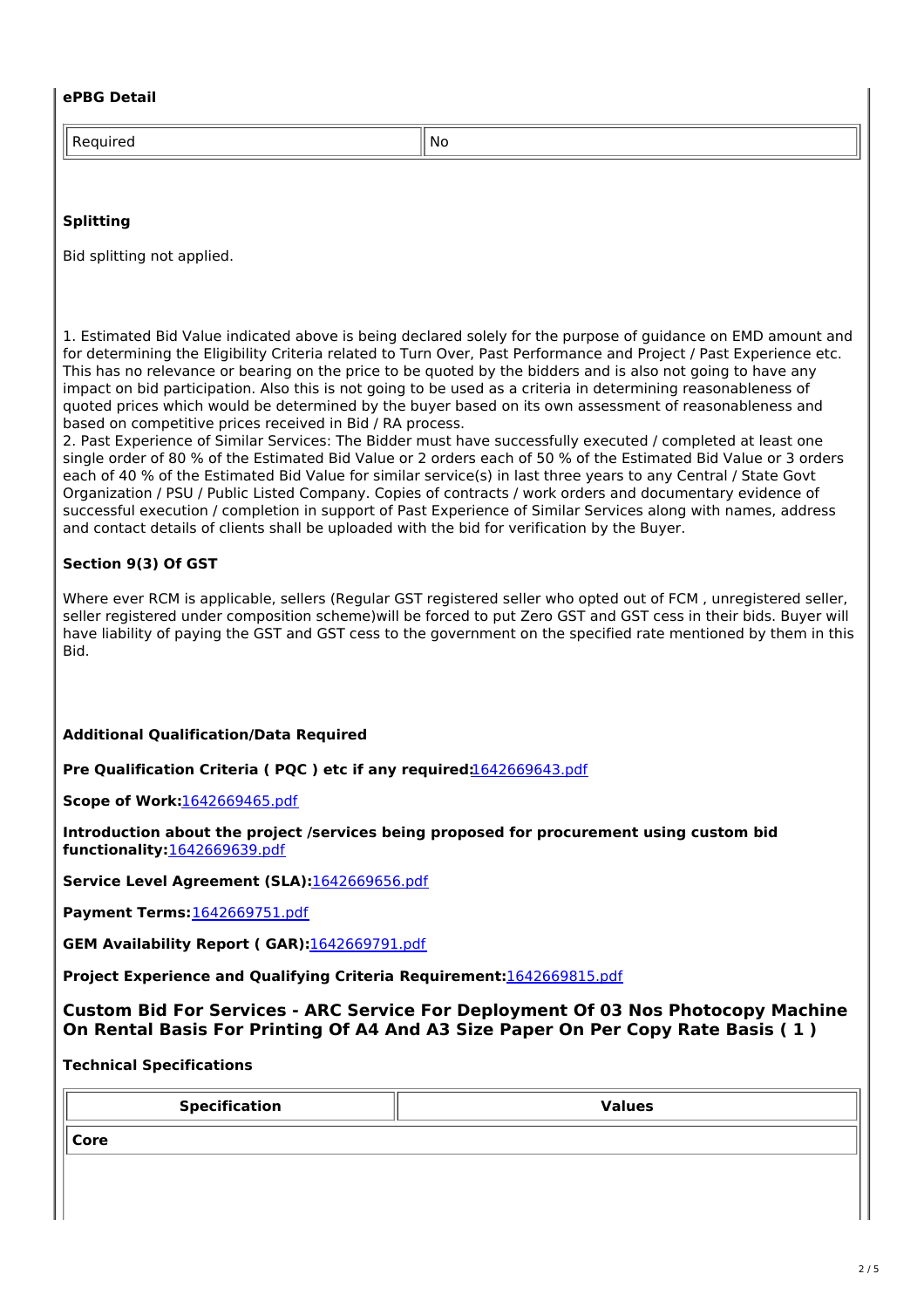**ePBG Detail**

| Required | No |
|---|---|

**Splitting**

Bid splitting not applied.

1. Estimated Bid Value indicated above is being declared solely for the purpose of guidance on EMD amount and for determining the Eligibility Criteria related to Turn Over, Past Performance and Project / Past Experience etc. This has no relevance or bearing on the price to be quoted by the bidders and is also not going to have any impact on bid participation. Also this is not going to be used as a criteria in determining reasonableness of quoted prices which would be determined by the buyer based on its own assessment of reasonableness and based on competitive prices received in Bid / RA process.
2. Past Experience of Similar Services: The Bidder must have successfully executed / completed at least one single order of 80 % of the Estimated Bid Value or 2 orders each of 50 % of the Estimated Bid Value or 3 orders each of 40 % of the Estimated Bid Value for similar service(s) in last three years to any Central / State Govt Organization / PSU / Public Listed Company. Copies of contracts / work orders and documentary evidence of successful execution / completion in support of Past Experience of Similar Services along with names, address and contact details of clients shall be uploaded with the bid for verification by the Buyer.

**Section 9(3) Of GST**

Where ever RCM is applicable, sellers (Regular GST registered seller who opted out of FCM , unregistered seller, seller registered under composition scheme)will be forced to put Zero GST and GST cess in their bids. Buyer will have liability of paying the GST and GST cess to the government on the specified rate mentioned by them in this Bid.

**Additional Qualification/Data Required**

**Pre Qualification Criteria ( PQC ) etc if any required:**1642669643.pdf

**Scope of Work:**1642669465.pdf

**Introduction about the project /services being proposed for procurement using custom bid functionality:**1642669639.pdf

**Service Level Agreement (SLA):**1642669656.pdf

**Payment Terms:**1642669751.pdf

**GEM Availability Report ( GAR):**1642669791.pdf

**Project Experience and Qualifying Criteria Requirement:**1642669815.pdf

### Custom Bid For Services - ARC Service For Deployment Of 03 Nos Photocopy Machine On Rental Basis For Printing Of A4 And A3 Size Paper On Per Copy Rate Basis ( 1 )

**Technical Specifications**

| Specification | Values |
|---|---|
| **Core** | |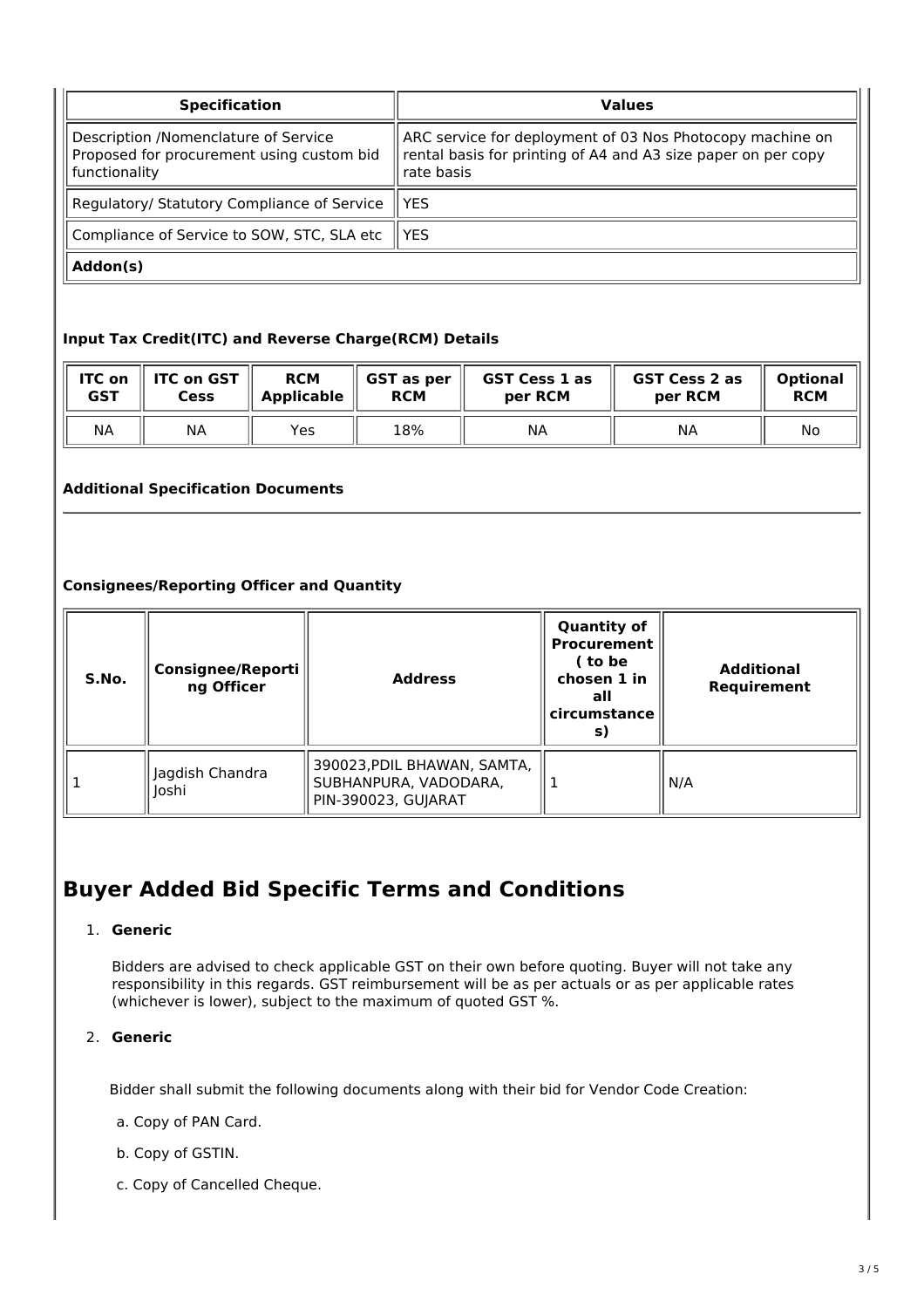| Specification | Values |
| --- | --- |
| Description /Nomenclature of Service Proposed for procurement using custom bid functionality | ARC service for deployment of 03 Nos Photocopy machine on rental basis for printing of A4 and A3 size paper on per copy rate basis |
| Regulatory/ Statutory Compliance of Service | YES |
| Compliance of Service to SOW, STC, SLA etc | YES |
| **Addon(s)** | |

### Input Tax Credit(ITC) and Reverse Charge(RCM) Details

| ITC on GST | ITC on GST Cess | RCM Applicable | GST as per RCM | GST Cess 1 as per RCM | GST Cess 2 as per RCM | Optional RCM |
| --- | --- | --- | --- | --- | --- | --- |
| NA | NA | Yes | 18% | NA | NA | No |

### Additional Specification Documents

### Consignees/Reporting Officer and Quantity

| S.No. | Consignee/Reporting Officer | Address | Quantity of Procurement ( to be chosen 1 in all circumstances) | Additional Requirement |
| --- | --- | --- | --- | --- |
| 1 | Jagdish Chandra Joshi | 390023,PDIL BHAWAN, SAMTA, SUBHANPURA, VADODARA, PIN-390023, GUJARAT | 1 | N/A |

# Buyer Added Bid Specific Terms and Conditions

1. **Generic**

   Bidders are advised to check applicable GST on their own before quoting. Buyer will not take any responsibility in this regards. GST reimbursement will be as per actuals or as per applicable rates (whichever is lower), subject to the maximum of quoted GST %.

2. **Generic**

   Bidder shall submit the following documents along with their bid for Vendor Code Creation:

   a. Copy of PAN Card.

   b. Copy of GSTIN.

   c. Copy of Cancelled Cheque.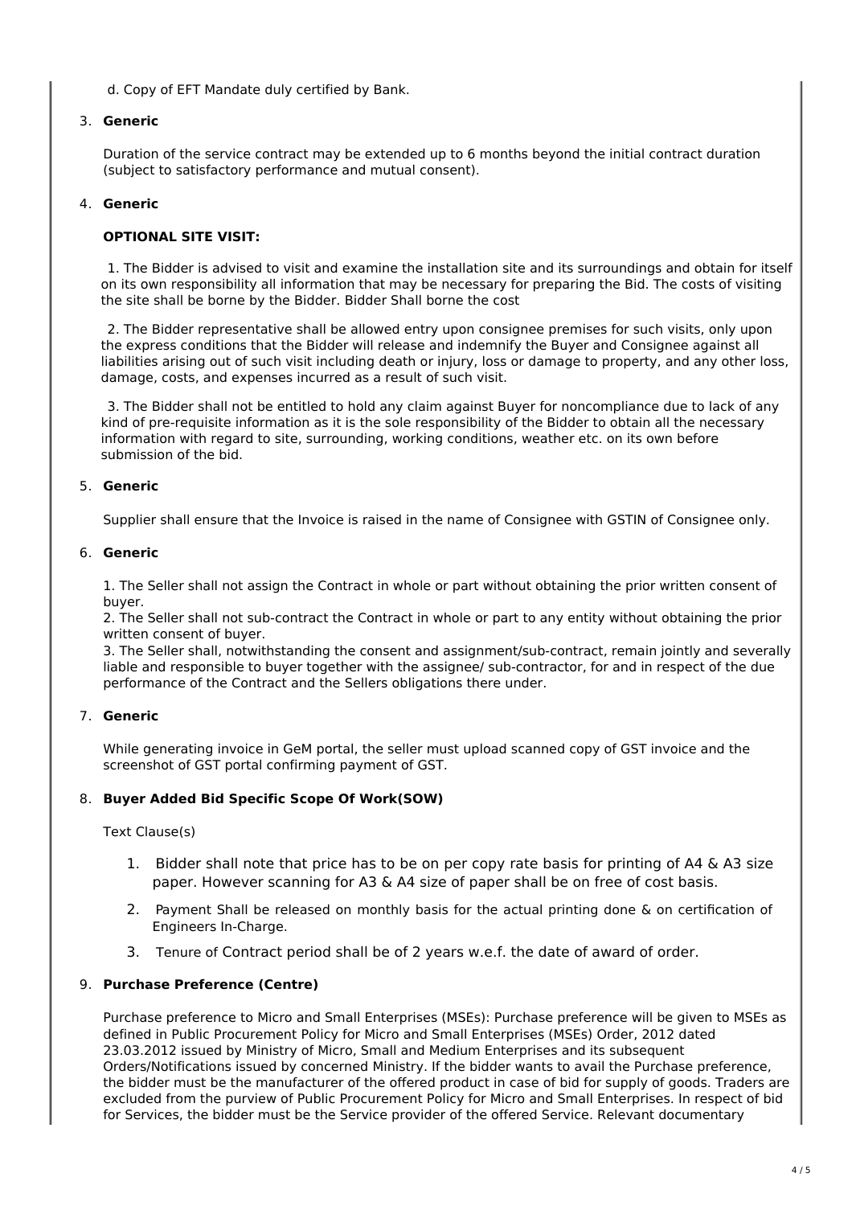d. Copy of EFT Mandate duly certified by Bank.

3. **Generic**

Duration of the service contract may be extended up to 6 months beyond the initial contract duration (subject to satisfactory performance and mutual consent).

4. **Generic**

**OPTIONAL SITE VISIT:**

1. The Bidder is advised to visit and examine the installation site and its surroundings and obtain for itself on its own responsibility all information that may be necessary for preparing the Bid. The costs of visiting the site shall be borne by the Bidder. Bidder Shall borne the cost

2. The Bidder representative shall be allowed entry upon consignee premises for such visits, only upon the express conditions that the Bidder will release and indemnify the Buyer and Consignee against all liabilities arising out of such visit including death or injury, loss or damage to property, and any other loss, damage, costs, and expenses incurred as a result of such visit.

3. The Bidder shall not be entitled to hold any claim against Buyer for noncompliance due to lack of any kind of pre-requisite information as it is the sole responsibility of the Bidder to obtain all the necessary information with regard to site, surrounding, working conditions, weather etc. on its own before submission of the bid.

5. **Generic**

Supplier shall ensure that the Invoice is raised in the name of Consignee with GSTIN of Consignee only.

6. **Generic**

1. The Seller shall not assign the Contract in whole or part without obtaining the prior written consent of buyer.
2. The Seller shall not sub-contract the Contract in whole or part to any entity without obtaining the prior written consent of buyer.
3. The Seller shall, notwithstanding the consent and assignment/sub-contract, remain jointly and severally liable and responsible to buyer together with the assignee/ sub-contractor, for and in respect of the due performance of the Contract and the Sellers obligations there under.

7. **Generic**

While generating invoice in GeM portal, the seller must upload scanned copy of GST invoice and the screenshot of GST portal confirming payment of GST.

8. **Buyer Added Bid Specific Scope Of Work(SOW)**

Text Clause(s)

1. Bidder shall note that price has to be on per copy rate basis for printing of A4 & A3 size paper. However scanning for A3 & A4 size of paper shall be on free of cost basis.
2. Payment Shall be released on monthly basis for the actual printing done & on certification of Engineers In-Charge.
3. Tenure of Contract period shall be of 2 years w.e.f. the date of award of order.

9. **Purchase Preference (Centre)**

Purchase preference to Micro and Small Enterprises (MSEs): Purchase preference will be given to MSEs as defined in Public Procurement Policy for Micro and Small Enterprises (MSEs) Order, 2012 dated 23.03.2012 issued by Ministry of Micro, Small and Medium Enterprises and its subsequent Orders/Notifications issued by concerned Ministry. If the bidder wants to avail the Purchase preference, the bidder must be the manufacturer of the offered product in case of bid for supply of goods. Traders are excluded from the purview of Public Procurement Policy for Micro and Small Enterprises. In respect of bid for Services, the bidder must be the Service provider of the offered Service. Relevant documentary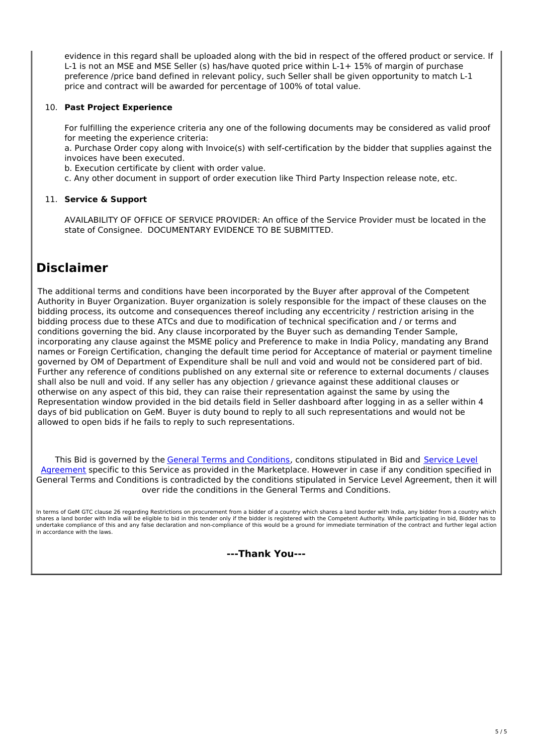evidence in this regard shall be uploaded along with the bid in respect of the offered product or service. If L-1 is not an MSE and MSE Seller (s) has/have quoted price within L-1+ 15% of margin of purchase preference /price band defined in relevant policy, such Seller shall be given opportunity to match L-1 price and contract will be awarded for percentage of 100% of total value.

10. **Past Project Experience**

    For fulfilling the experience criteria any one of the following documents may be considered as valid proof for meeting the experience criteria:
    a. Purchase Order copy along with Invoice(s) with self-certification by the bidder that supplies against the invoices have been executed.
    b. Execution certificate by client with order value.
    c. Any other document in support of order execution like Third Party Inspection release note, etc.

11. **Service & Support**

    AVAILABILITY OF OFFICE OF SERVICE PROVIDER: An office of the Service Provider must be located in the state of Consignee. DOCUMENTARY EVIDENCE TO BE SUBMITTED.

# Disclaimer

The additional terms and conditions have been incorporated by the Buyer after approval of the Competent Authority in Buyer Organization. Buyer organization is solely responsible for the impact of these clauses on the bidding process, its outcome and consequences thereof including any eccentricity / restriction arising in the bidding process due to these ATCs and due to modification of technical specification and / or terms and conditions governing the bid. Any clause incorporated by the Buyer such as demanding Tender Sample, incorporating any clause against the MSME policy and Preference to make in India Policy, mandating any Brand names or Foreign Certification, changing the default time period for Acceptance of material or payment timeline governed by OM of Department of Expenditure shall be null and void and would not be considered part of bid. Further any reference of conditions published on any external site or reference to external documents / clauses shall also be null and void. If any seller has any objection / grievance against these additional clauses or otherwise on any aspect of this bid, they can raise their representation against the same by using the Representation window provided in the bid details field in Seller dashboard after logging in as a seller within 4 days of bid publication on GeM. Buyer is duty bound to reply to all such representations and would not be allowed to open bids if he fails to reply to such representations.

This Bid is governed by the General Terms and Conditions, conditons stipulated in Bid and Service Level Agreement specific to this Service as provided in the Marketplace. However in case if any condition specified in General Terms and Conditions is contradicted by the conditions stipulated in Service Level Agreement, then it will over ride the conditions in the General Terms and Conditions.

In terms of GeM GTC clause 26 regarding Restrictions on procurement from a bidder of a country which shares a land border with India, any bidder from a country which shares a land border with India will be eligible to bid in this tender only if the bidder is registered with the Competent Authority. While participating in bid, Bidder has to undertake compliance of this and any false declaration and non-compliance of this would be a ground for immediate termination of the contract and further legal action in accordance with the laws.

**---Thank You---**